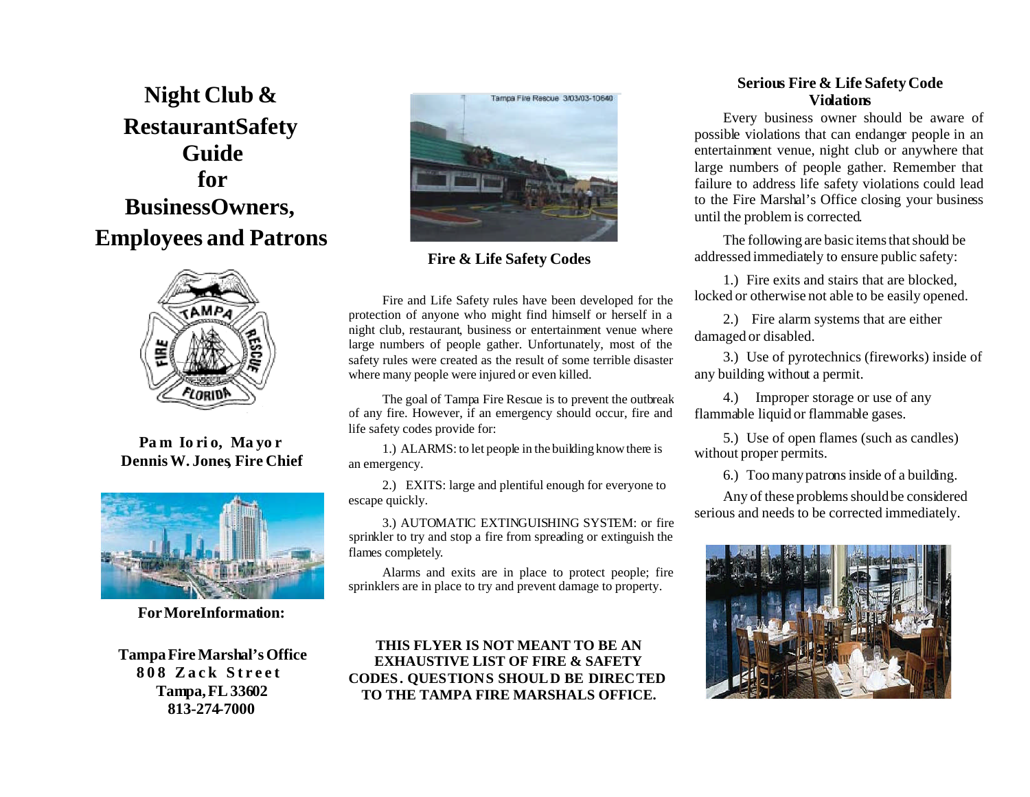# Night Club & Restaurant Safety Guide for Business Owners, Employees and Patrons

**Pam Iorio, Mayor**
**Dennis W. Jones, Fire Chief**

**For More Information:**

**Tampa Fire Marshal's Office**
**808 Zack Street**
**Tampa, FL 33602**
**813-274-7000**

Tampa Fire Rescue 3/03/03-10640

## Fire & Life Safety Codes

Fire and Life Safety rules have been developed for the protection of anyone who might find himself or herself in a night club, restaurant, business or entertainment venue where large numbers of people gather. Unfortunately, most of the safety rules were created as the result of some terrible disaster where many people were injured or even killed.

The goal of Tampa Fire Rescue is to prevent the outbreak of any fire. However, if an emergency should occur, fire and life safety codes provide for:

1.) ALARMS: to let people in the building know there is an emergency.

2.) EXITS: large and plentiful enough for everyone to escape quickly.

3.) AUTOMATIC EXTINGUISHING SYSTEM: or fire sprinkler to try and stop a fire from spreading or extinguish the flames completely.

Alarms and exits are in place to protect people; fire sprinklers are in place to try and prevent damage to property.

**THIS FLYER IS NOT MEANT TO BE AN EXHAUSTIVE LIST OF FIRE & SAFETY CODES. QUESTIONS SHOULD BE DIRECTED TO THE TAMPA FIRE MARSHALS OFFICE.**

## Serious Fire & Life Safety Code Violations

Every business owner should be aware of possible violations that can endanger people in an entertainment venue, night club or anywhere that large numbers of people gather. Remember that failure to address life safety violations could lead to the Fire Marshal's Office closing your business until the problem is corrected.

The following are basic items that should be addressed immediately to ensure public safety:

1.) Fire exits and stairs that are blocked, locked or otherwise not able to be easily opened.

2.) Fire alarm systems that are either damaged or disabled.

3.) Use of pyrotechnics (fireworks) inside of any building without a permit.

4.) Improper storage or use of any flammable liquid or flammable gases.

5.) Use of open flames (such as candles) without proper permits.

6.) Too many patrons inside of a building.

Any of these problems should be considered serious and needs to be corrected immediately.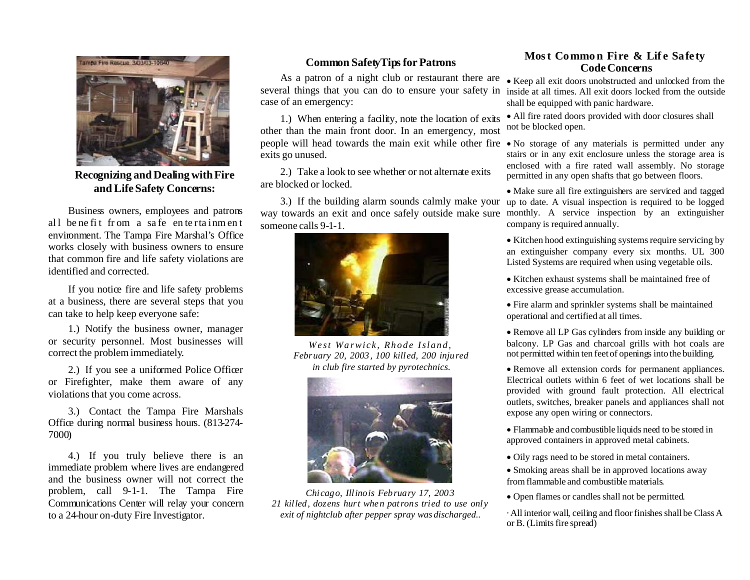## Recognizing and Dealing with Fire and Life Safety Concerns:

Business owners, employees and patrons all benefit from a safe entertainment environment. The Tampa Fire Marshal's Office works closely with business owners to ensure that common fire and life safety violations are identified and corrected.

If you notice fire and life safety problems at a business, there are several steps that you can take to help keep everyone safe:

1.) Notify the business owner, manager or security personnel. Most businesses will correct the problem immediately.

2.) If you see a uniformed Police Officer or Firefighter, make them aware of any violations that you come across.

3.) Contact the Tampa Fire Marshals Office during normal business hours. (813-274-7000)

4.) If you truly believe there is an immediate problem where lives are endangered and the business owner will not correct the problem, call 9-1-1. The Tampa Fire Communications Center will relay your concern to a 24-hour on-duty Fire Investigator.

## Common Safety Tips for Patrons

As a patron of a night club or restaurant there are several things that you can do to ensure your safety in case of an emergency:

1.) When entering a facility, note the location of exits other than the main front door. In an emergency, most people will head towards the main exit while other fire exits go unused.

2.) Take a look to see whether or not alternate exits are blocked or locked.

3.) If the building alarm sounds calmly make your way towards an exit and once safely outside make sure someone calls 9-1-1.

*West Warwick, Rhode Island, February 20, 2003, 100 killed, 200 injured in club fire started by pyrotechnics.*

*Chicago, Illinois February 17, 2003 21 killed, dozens hurt when patrons tried to use only exit of nightclub after pepper spray was discharged..*

## Most Common Fire & Life Safety Code Concerns

- Keep all exit doors unobstructed and unlocked from the inside at all times. All exit doors locked from the outside shall be equipped with panic hardware.
- All fire rated doors provided with door closures shall not be blocked open.
- No storage of any materials is permitted under any stairs or in any exit enclosure unless the storage area is enclosed with a fire rated wall assembly. No storage permitted in any open shafts that go between floors.
- Make sure all fire extinguishers are serviced and tagged up to date. A visual inspection is required to be logged monthly. A service inspection by an extinguisher company is required annually.
- Kitchen hood extinguishing systems require servicing by an extinguisher company every six months. UL 300 Listed Systems are required when using vegetable oils.
- Kitchen exhaust systems shall be maintained free of excessive grease accumulation.
- Fire alarm and sprinkler systems shall be maintained operational and certified at all times.
- Remove all LP Gas cylinders from inside any building or balcony. LP Gas and charcoal grills with hot coals are not permitted within ten feet of openings into the building.
- Remove all extension cords for permanent appliances. Electrical outlets within 6 feet of wet locations shall be provided with ground fault protection. All electrical outlets, switches, breaker panels and appliances shall not expose any open wiring or connectors.
- Flammable and combustible liquids need to be stored in approved containers in approved metal cabinets.
- Oily rags need to be stored in metal containers.
- Smoking areas shall be in approved locations away from flammable and combustible materials.
- Open flames or candles shall not be permitted.
- All interior wall, ceiling and floor finishes shall be Class A or B. (Limits fire spread)